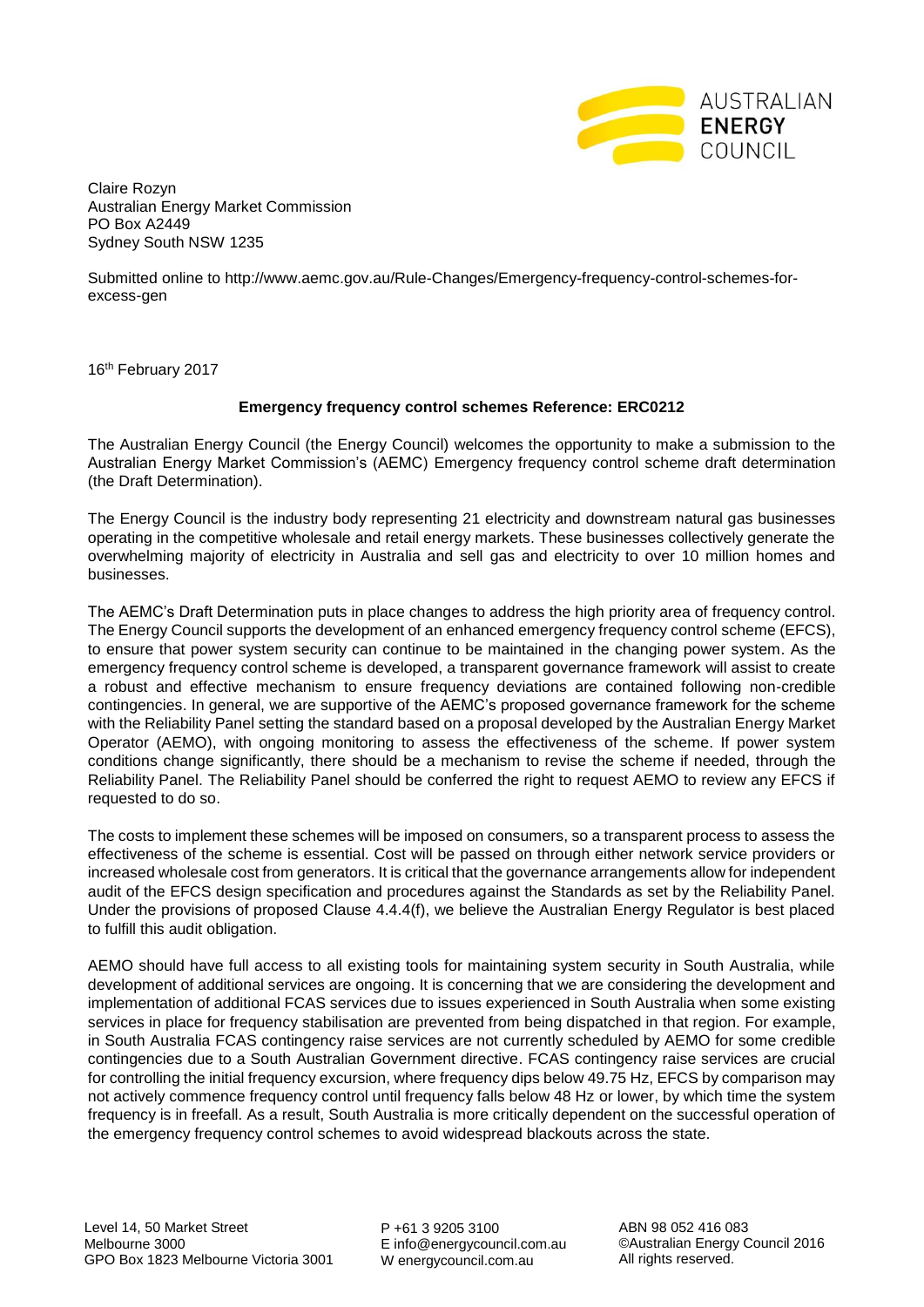Claire Rozyn
Australian Energy Market Commission
PO Box A2449
Sydney South NSW 1235

Submitted online to http://www.aemc.gov.au/Rule-Changes/Emergency-frequency-control-schemes-for-excess-gen

16th February 2017

**Emergency frequency control schemes Reference: ERC0212**

The Australian Energy Council (the Energy Council) welcomes the opportunity to make a submission to the Australian Energy Market Commission's (AEMC) Emergency frequency control scheme draft determination (the Draft Determination).

The Energy Council is the industry body representing 21 electricity and downstream natural gas businesses operating in the competitive wholesale and retail energy markets. These businesses collectively generate the overwhelming majority of electricity in Australia and sell gas and electricity to over 10 million homes and businesses.

The AEMC's Draft Determination puts in place changes to address the high priority area of frequency control. The Energy Council supports the development of an enhanced emergency frequency control scheme (EFCS), to ensure that power system security can continue to be maintained in the changing power system. As the emergency frequency control scheme is developed, a transparent governance framework will assist to create a robust and effective mechanism to ensure frequency deviations are contained following non-credible contingencies. In general, we are supportive of the AEMC's proposed governance framework for the scheme with the Reliability Panel setting the standard based on a proposal developed by the Australian Energy Market Operator (AEMO), with ongoing monitoring to assess the effectiveness of the scheme. If power system conditions change significantly, there should be a mechanism to revise the scheme if needed, through the Reliability Panel. The Reliability Panel should be conferred the right to request AEMO to review any EFCS if requested to do so.

The costs to implement these schemes will be imposed on consumers, so a transparent process to assess the effectiveness of the scheme is essential. Cost will be passed on through either network service providers or increased wholesale cost from generators. It is critical that the governance arrangements allow for independent audit of the EFCS design specification and procedures against the Standards as set by the Reliability Panel. Under the provisions of proposed Clause 4.4.4(f), we believe the Australian Energy Regulator is best placed to fulfill this audit obligation.

AEMO should have full access to all existing tools for maintaining system security in South Australia, while development of additional services are ongoing. It is concerning that we are considering the development and implementation of additional FCAS services due to issues experienced in South Australia when some existing services in place for frequency stabilisation are prevented from being dispatched in that region. For example, in South Australia FCAS contingency raise services are not currently scheduled by AEMO for some credible contingencies due to a South Australian Government directive. FCAS contingency raise services are crucial for controlling the initial frequency excursion, where frequency dips below 49.75 Hz, EFCS by comparison may not actively commence frequency control until frequency falls below 48 Hz or lower, by which time the system frequency is in freefall. As a result, South Australia is more critically dependent on the successful operation of the emergency frequency control schemes to avoid widespread blackouts across the state.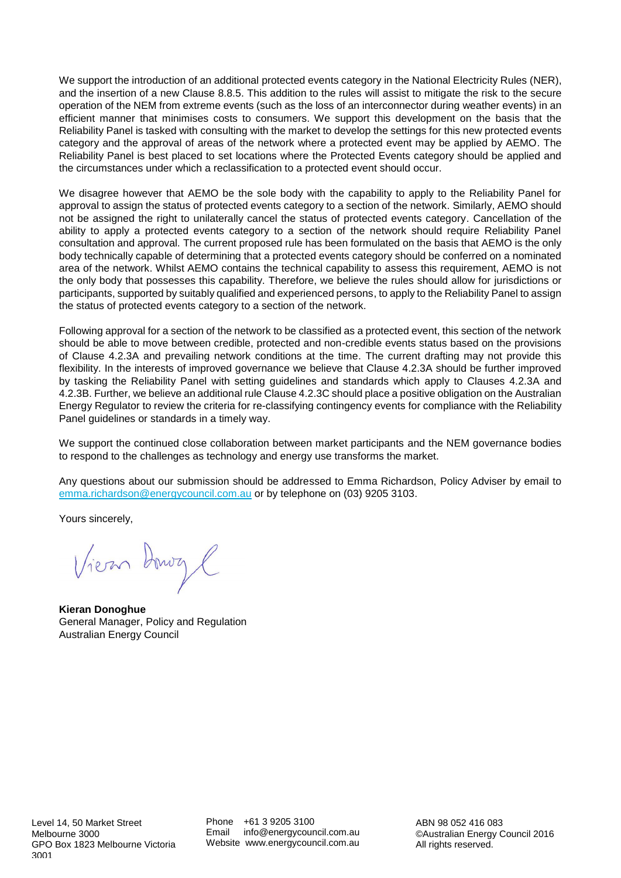We support the introduction of an additional protected events category in the National Electricity Rules (NER), and the insertion of a new Clause 8.8.5. This addition to the rules will assist to mitigate the risk to the secure operation of the NEM from extreme events (such as the loss of an interconnector during weather events) in an efficient manner that minimises costs to consumers. We support this development on the basis that the Reliability Panel is tasked with consulting with the market to develop the settings for this new protected events category and the approval of areas of the network where a protected event may be applied by AEMO. The Reliability Panel is best placed to set locations where the Protected Events category should be applied and the circumstances under which a reclassification to a protected event should occur.

We disagree however that AEMO be the sole body with the capability to apply to the Reliability Panel for approval to assign the status of protected events category to a section of the network. Similarly, AEMO should not be assigned the right to unilaterally cancel the status of protected events category. Cancellation of the ability to apply a protected events category to a section of the network should require Reliability Panel consultation and approval. The current proposed rule has been formulated on the basis that AEMO is the only body technically capable of determining that a protected events category should be conferred on a nominated area of the network. Whilst AEMO contains the technical capability to assess this requirement, AEMO is not the only body that possesses this capability. Therefore, we believe the rules should allow for jurisdictions or participants, supported by suitably qualified and experienced persons, to apply to the Reliability Panel to assign the status of protected events category to a section of the network.

Following approval for a section of the network to be classified as a protected event, this section of the network should be able to move between credible, protected and non-credible events status based on the provisions of Clause 4.2.3A and prevailing network conditions at the time. The current drafting may not provide this flexibility. In the interests of improved governance we believe that Clause 4.2.3A should be further improved by tasking the Reliability Panel with setting guidelines and standards which apply to Clauses 4.2.3A and 4.2.3B. Further, we believe an additional rule Clause 4.2.3C should place a positive obligation on the Australian Energy Regulator to review the criteria for re-classifying contingency events for compliance with the Reliability Panel guidelines or standards in a timely way.

We support the continued close collaboration between market participants and the NEM governance bodies to respond to the challenges as technology and energy use transforms the market.

Any questions about our submission should be addressed to Emma Richardson, Policy Adviser by email to emma.richardson@energycouncil.com.au or by telephone on (03) 9205 3103.

Yours sincerely,

**Kieran Donoghue**
General Manager, Policy and Regulation
Australian Energy Council

Level 14, 50 Market Street
Melbourne 3000
GPO Box 1823 Melbourne Victoria 3001

Phone +61 3 9205 3100
Email info@energycouncil.com.au
Website www.energycouncil.com.au

ABN 98 052 416 083
©Australian Energy Council 2016
All rights reserved.